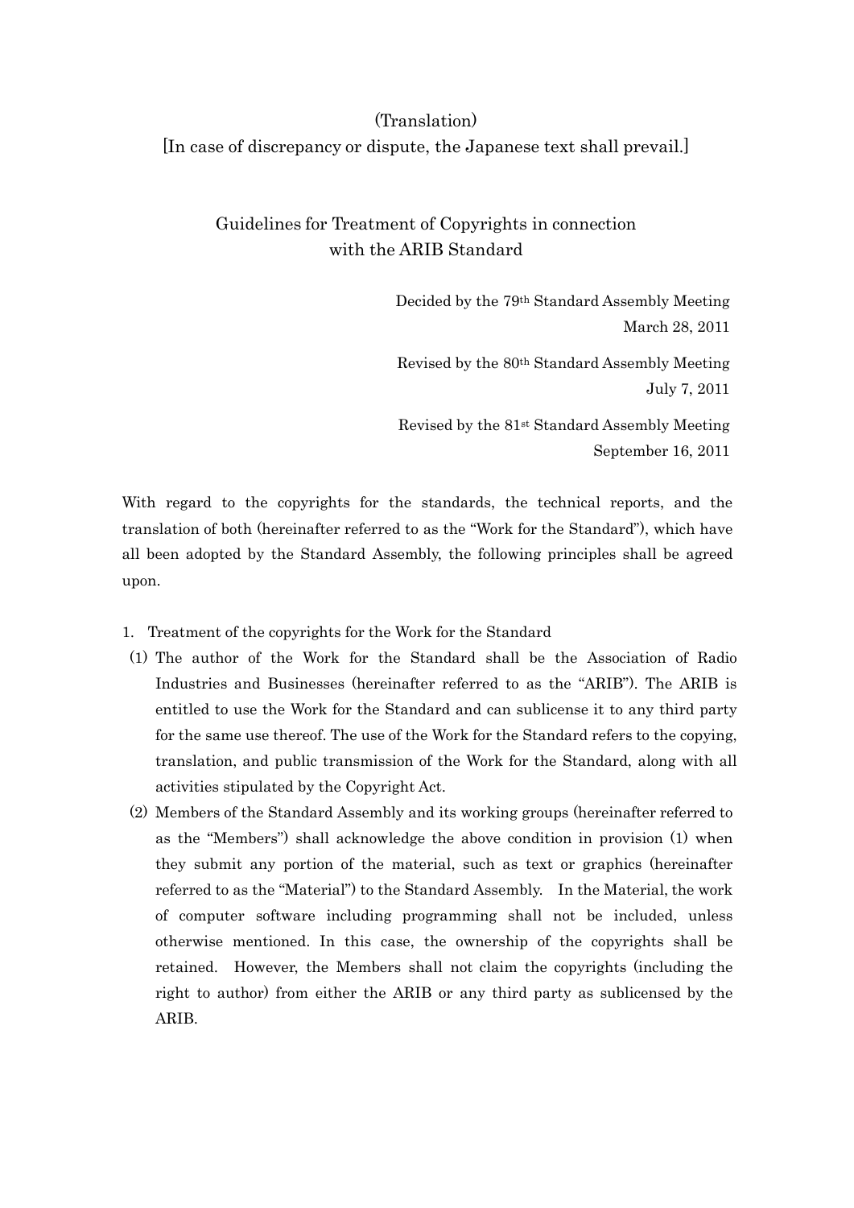(Translation)

[In case of discrepancy or dispute, the Japanese text shall prevail.]

# Guidelines for Treatment of Copyrights in connection with the ARIB Standard

Decided by the 79th Standard Assembly Meeting
March 28, 2011

Revised by the 80th Standard Assembly Meeting
July 7, 2011

Revised by the 81st Standard Assembly Meeting
September 16, 2011

With regard to the copyrights for the standards, the technical reports, and the translation of both (hereinafter referred to as the "Work for the Standard"), which have all been adopted by the Standard Assembly, the following principles shall be agreed upon.

1. Treatment of the copyrights for the Work for the Standard

(1) The author of the Work for the Standard shall be the Association of Radio Industries and Businesses (hereinafter referred to as the "ARIB"). The ARIB is entitled to use the Work for the Standard and can sublicense it to any third party for the same use thereof. The use of the Work for the Standard refers to the copying, translation, and public transmission of the Work for the Standard, along with all activities stipulated by the Copyright Act.

(2) Members of the Standard Assembly and its working groups (hereinafter referred to as the "Members") shall acknowledge the above condition in provision (1) when they submit any portion of the material, such as text or graphics (hereinafter referred to as the "Material") to the Standard Assembly. In the Material, the work of computer software including programming shall not be included, unless otherwise mentioned. In this case, the ownership of the copyrights shall be retained. However, the Members shall not claim the copyrights (including the right to author) from either the ARIB or any third party as sublicensed by the ARIB.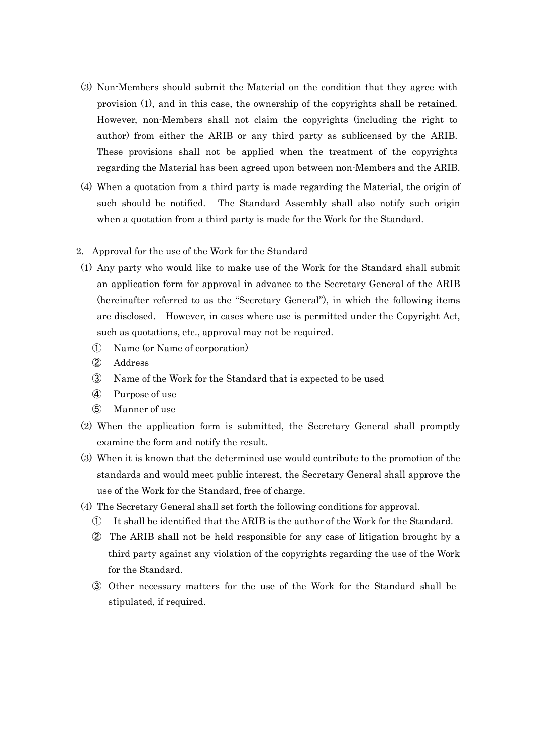(3) Non-Members should submit the Material on the condition that they agree with provision (1), and in this case, the ownership of the copyrights shall be retained. However, non-Members shall not claim the copyrights (including the right to author) from either the ARIB or any third party as sublicensed by the ARIB. These provisions shall not be applied when the treatment of the copyrights regarding the Material has been agreed upon between non-Members and the ARIB.

(4) When a quotation from a third party is made regarding the Material, the origin of such should be notified. The Standard Assembly shall also notify such origin when a quotation from a third party is made for the Work for the Standard.

2. Approval for the use of the Work for the Standard

(1) Any party who would like to make use of the Work for the Standard shall submit an application form for approval in advance to the Secretary General of the ARIB (hereinafter referred to as the "Secretary General"), in which the following items are disclosed. However, in cases where use is permitted under the Copyright Act, such as quotations, etc., approval may not be required.

① Name (or Name of corporation)

② Address

③ Name of the Work for the Standard that is expected to be used

④ Purpose of use

⑤ Manner of use

(2) When the application form is submitted, the Secretary General shall promptly examine the form and notify the result.

(3) When it is known that the determined use would contribute to the promotion of the standards and would meet public interest, the Secretary General shall approve the use of the Work for the Standard, free of charge.

(4) The Secretary General shall set forth the following conditions for approval.

① It shall be identified that the ARIB is the author of the Work for the Standard.

② The ARIB shall not be held responsible for any case of litigation brought by a third party against any violation of the copyrights regarding the use of the Work for the Standard.

③ Other necessary matters for the use of the Work for the Standard shall be stipulated, if required.